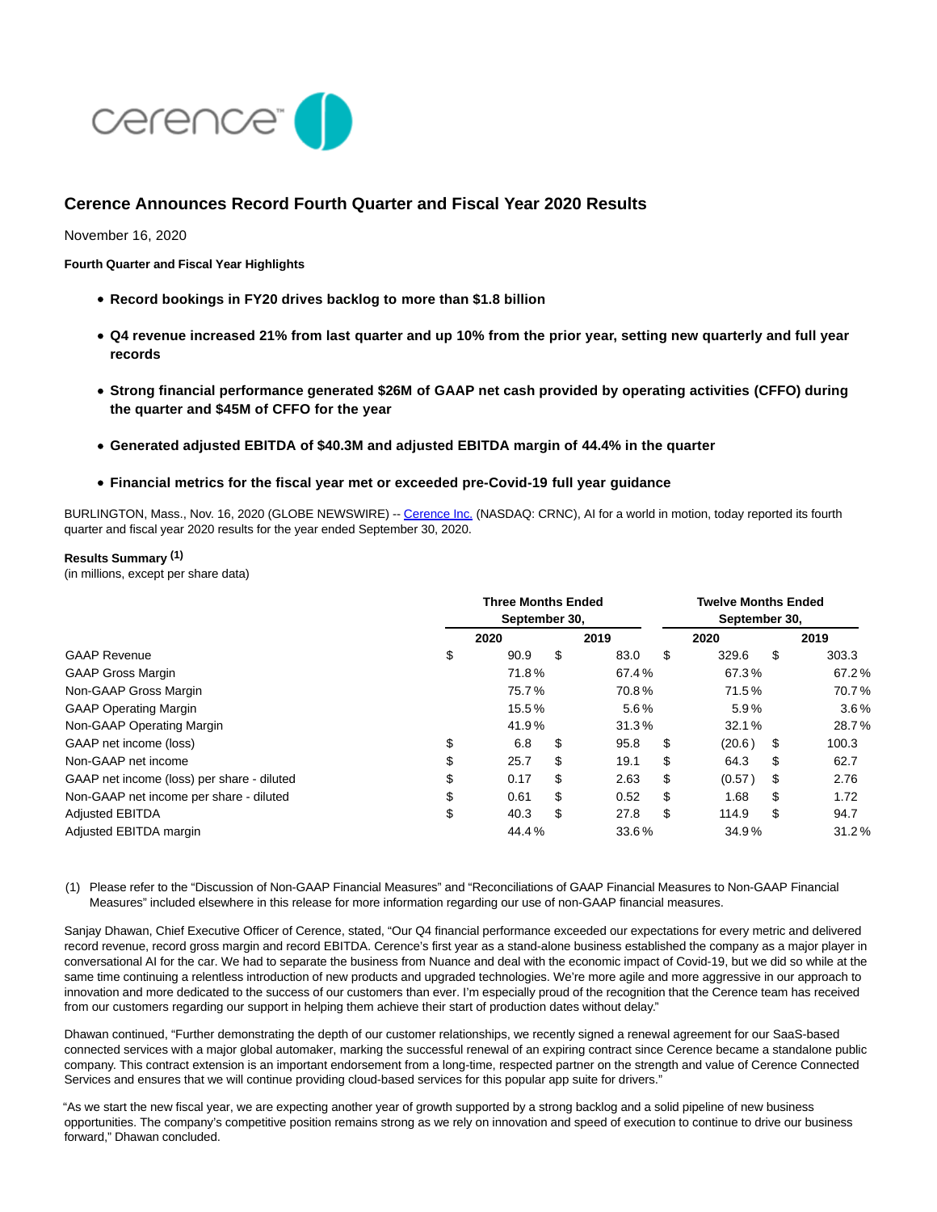# Cerence Announces Record Fourth Quarter and Fiscal Year 2020 Results

November 16, 2020

**Fourth Quarter and Fiscal Year Highlights**

- **Record bookings in FY20 drives backlog to more than $1.8 billion**
- **Q4 revenue increased 21% from last quarter and up 10% from the prior year, setting new quarterly and full year records**
- **Strong financial performance generated $26M of GAAP net cash provided by operating activities (CFFO) during the quarter and $45M of CFFO for the year**
- **Generated adjusted EBITDA of $40.3M and adjusted EBITDA margin of 44.4% in the quarter**
- **Financial metrics for the fiscal year met or exceeded pre-Covid-19 full year guidance**

BURLINGTON, Mass., Nov. 16, 2020 (GLOBE NEWSWIRE) -- Cerence Inc. (NASDAQ: CRNC), AI for a world in motion, today reported its fourth quarter and fiscal year 2020 results for the year ended September 30, 2020.

**Results Summary (1)**
(in millions, except per share data)

| | Three Months Ended September 30, | | Twelve Months Ended September 30, | |
|---|---|---|---|---|
| | 2020 | 2019 | 2020 | 2019 |
| GAAP Revenue | $ 90.9 | $ 83.0 | $ 329.6 | $ 303.3 |
| GAAP Gross Margin | 71.8 % | 67.4 % | 67.3 % | 67.2 % |
| Non-GAAP Gross Margin | 75.7 % | 70.8 % | 71.5 % | 70.7 % |
| GAAP Operating Margin | 15.5 % | 5.6 % | 5.9 % | 3.6 % |
| Non-GAAP Operating Margin | 41.9 % | 31.3 % | 32.1 % | 28.7 % |
| GAAP net income (loss) | $ 6.8 | $ 95.8 | $ (20.6 ) | $ 100.3 |
| Non-GAAP net income | $ 25.7 | $ 19.1 | $ 64.3 | $ 62.7 |
| GAAP net income (loss) per share - diluted | $ 0.17 | $ 2.63 | $ (0.57 ) | $ 2.76 |
| Non-GAAP net income per share - diluted | $ 0.61 | $ 0.52 | $ 1.68 | $ 1.72 |
| Adjusted EBITDA | $ 40.3 | $ 27.8 | $ 114.9 | $ 94.7 |
| Adjusted EBITDA margin | 44.4 % | 33.6 % | 34.9 % | 31.2 % |

(1) Please refer to the "Discussion of Non-GAAP Financial Measures" and "Reconciliations of GAAP Financial Measures to Non-GAAP Financial Measures" included elsewhere in this release for more information regarding our use of non-GAAP financial measures.

Sanjay Dhawan, Chief Executive Officer of Cerence, stated, "Our Q4 financial performance exceeded our expectations for every metric and delivered record revenue, record gross margin and record EBITDA. Cerence's first year as a stand-alone business established the company as a major player in conversational AI for the car. We had to separate the business from Nuance and deal with the economic impact of Covid-19, but we did so while at the same time continuing a relentless introduction of new products and upgraded technologies. We're more agile and more aggressive in our approach to innovation and more dedicated to the success of our customers than ever. I'm especially proud of the recognition that the Cerence team has received from our customers regarding our support in helping them achieve their start of production dates without delay."

Dhawan continued, "Further demonstrating the depth of our customer relationships, we recently signed a renewal agreement for our SaaS-based connected services with a major global automaker, marking the successful renewal of an expiring contract since Cerence became a standalone public company. This contract extension is an important endorsement from a long-time, respected partner on the strength and value of Cerence Connected Services and ensures that we will continue providing cloud-based services for this popular app suite for drivers."

"As we start the new fiscal year, we are expecting another year of growth supported by a strong backlog and a solid pipeline of new business opportunities. The company's competitive position remains strong as we rely on innovation and speed of execution to continue to drive our business forward," Dhawan concluded.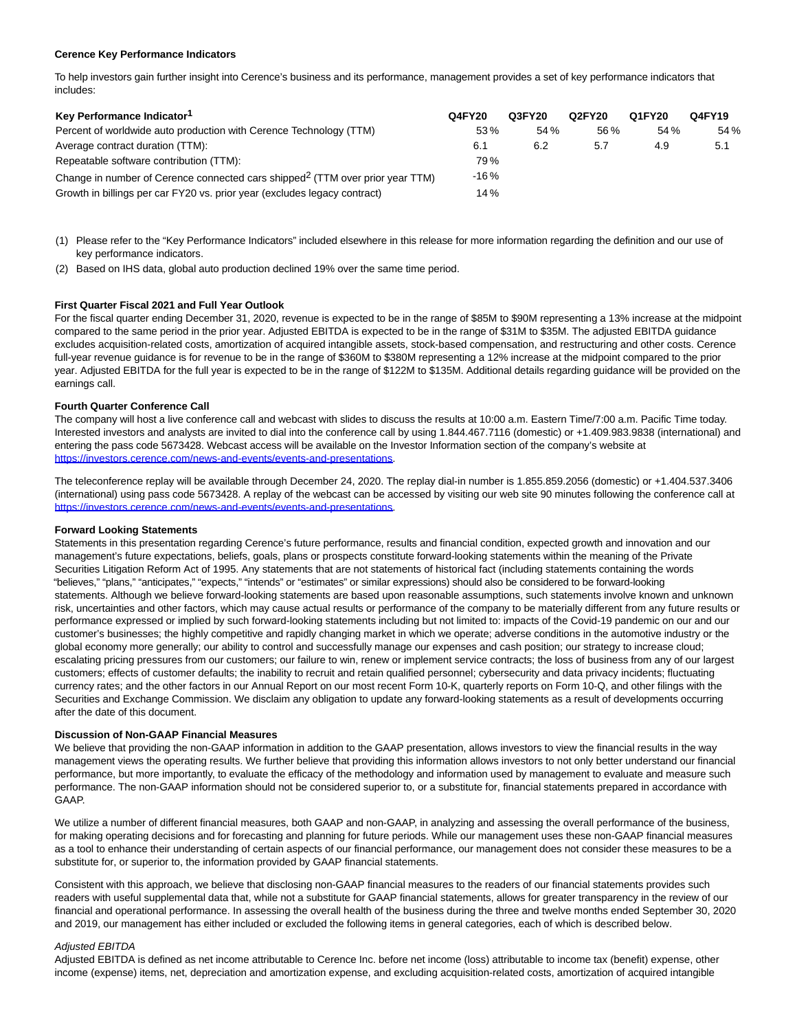**Cerence Key Performance Indicators**

To help investors gain further insight into Cerence's business and its performance, management provides a set of key performance indicators that includes:

| Key Performance Indicator[1] | Q4FY20 | Q3FY20 | Q2FY20 | Q1FY20 | Q4FY19 |
|---|---|---|---|---|---|
| Percent of worldwide auto production with Cerence Technology (TTM) | 53 % | 54 % | 56 % | 54 % | 54 % |
| Average contract duration (TTM): | 6.1 | 6.2 | 5.7 | 4.9 | 5.1 |
| Repeatable software contribution (TTM): | 79 % | | | | |
| Change in number of Cerence connected cars shipped[2] (TTM over prior year TTM) | -16 % | | | | |
| Growth in billings per car FY20 vs. prior year (excludes legacy contract) | 14 % | | | | |

(1) Please refer to the "Key Performance Indicators" included elsewhere in this release for more information regarding the definition and our use of key performance indicators.

(2) Based on IHS data, global auto production declined 19% over the same time period.

**First Quarter Fiscal 2021 and Full Year Outlook**

For the fiscal quarter ending December 31, 2020, revenue is expected to be in the range of $85M to $90M representing a 13% increase at the midpoint compared to the same period in the prior year. Adjusted EBITDA is expected to be in the range of $31M to $35M. The adjusted EBITDA guidance excludes acquisition-related costs, amortization of acquired intangible assets, stock-based compensation, and restructuring and other costs. Cerence full-year revenue guidance is for revenue to be in the range of $360M to $380M representing a 12% increase at the midpoint compared to the prior year. Adjusted EBITDA for the full year is expected to be in the range of $122M to $135M. Additional details regarding guidance will be provided on the earnings call.

**Fourth Quarter Conference Call**

The company will host a live conference call and webcast with slides to discuss the results at 10:00 a.m. Eastern Time/7:00 a.m. Pacific Time today. Interested investors and analysts are invited to dial into the conference call by using 1.844.467.7116 (domestic) or +1.409.983.9838 (international) and entering the pass code 5673428. Webcast access will be available on the Investor Information section of the company's website at https://investors.cerence.com/news-and-events/events-and-presentations.

The teleconference replay will be available through December 24, 2020. The replay dial-in number is 1.855.859.2056 (domestic) or +1.404.537.3406 (international) using pass code 5673428. A replay of the webcast can be accessed by visiting our web site 90 minutes following the conference call at https://investors.cerence.com/news-and-events/events-and-presentations.

**Forward Looking Statements**

Statements in this presentation regarding Cerence's future performance, results and financial condition, expected growth and innovation and our management's future expectations, beliefs, goals, plans or prospects constitute forward-looking statements within the meaning of the Private Securities Litigation Reform Act of 1995. Any statements that are not statements of historical fact (including statements containing the words "believes," "plans," "anticipates," "expects," "intends" or "estimates" or similar expressions) should also be considered to be forward-looking statements. Although we believe forward-looking statements are based upon reasonable assumptions, such statements involve known and unknown risk, uncertainties and other factors, which may cause actual results or performance of the company to be materially different from any future results or performance expressed or implied by such forward-looking statements including but not limited to: impacts of the Covid-19 pandemic on our and our customer's businesses; the highly competitive and rapidly changing market in which we operate; adverse conditions in the automotive industry or the global economy more generally; our ability to control and successfully manage our expenses and cash position; our strategy to increase cloud; escalating pricing pressures from our customers; our failure to win, renew or implement service contracts; the loss of business from any of our largest customers; effects of customer defaults; the inability to recruit and retain qualified personnel; cybersecurity and data privacy incidents; fluctuating currency rates; and the other factors in our Annual Report on our most recent Form 10-K, quarterly reports on Form 10-Q, and other filings with the Securities and Exchange Commission. We disclaim any obligation to update any forward-looking statements as a result of developments occurring after the date of this document.

**Discussion of Non-GAAP Financial Measures**

We believe that providing the non-GAAP information in addition to the GAAP presentation, allows investors to view the financial results in the way management views the operating results. We further believe that providing this information allows investors to not only better understand our financial performance, but more importantly, to evaluate the efficacy of the methodology and information used by management to evaluate and measure such performance. The non-GAAP information should not be considered superior to, or a substitute for, financial statements prepared in accordance with GAAP.

We utilize a number of different financial measures, both GAAP and non-GAAP, in analyzing and assessing the overall performance of the business, for making operating decisions and for forecasting and planning for future periods. While our management uses these non-GAAP financial measures as a tool to enhance their understanding of certain aspects of our financial performance, our management does not consider these measures to be a substitute for, or superior to, the information provided by GAAP financial statements.

Consistent with this approach, we believe that disclosing non-GAAP financial measures to the readers of our financial statements provides such readers with useful supplemental data that, while not a substitute for GAAP financial statements, allows for greater transparency in the review of our financial and operational performance. In assessing the overall health of the business during the three and twelve months ended September 30, 2020 and 2019, our management has either included or excluded the following items in general categories, each of which is described below.

*Adjusted EBITDA*

Adjusted EBITDA is defined as net income attributable to Cerence Inc. before net income (loss) attributable to income tax (benefit) expense, other income (expense) items, net, depreciation and amortization expense, and excluding acquisition-related costs, amortization of acquired intangible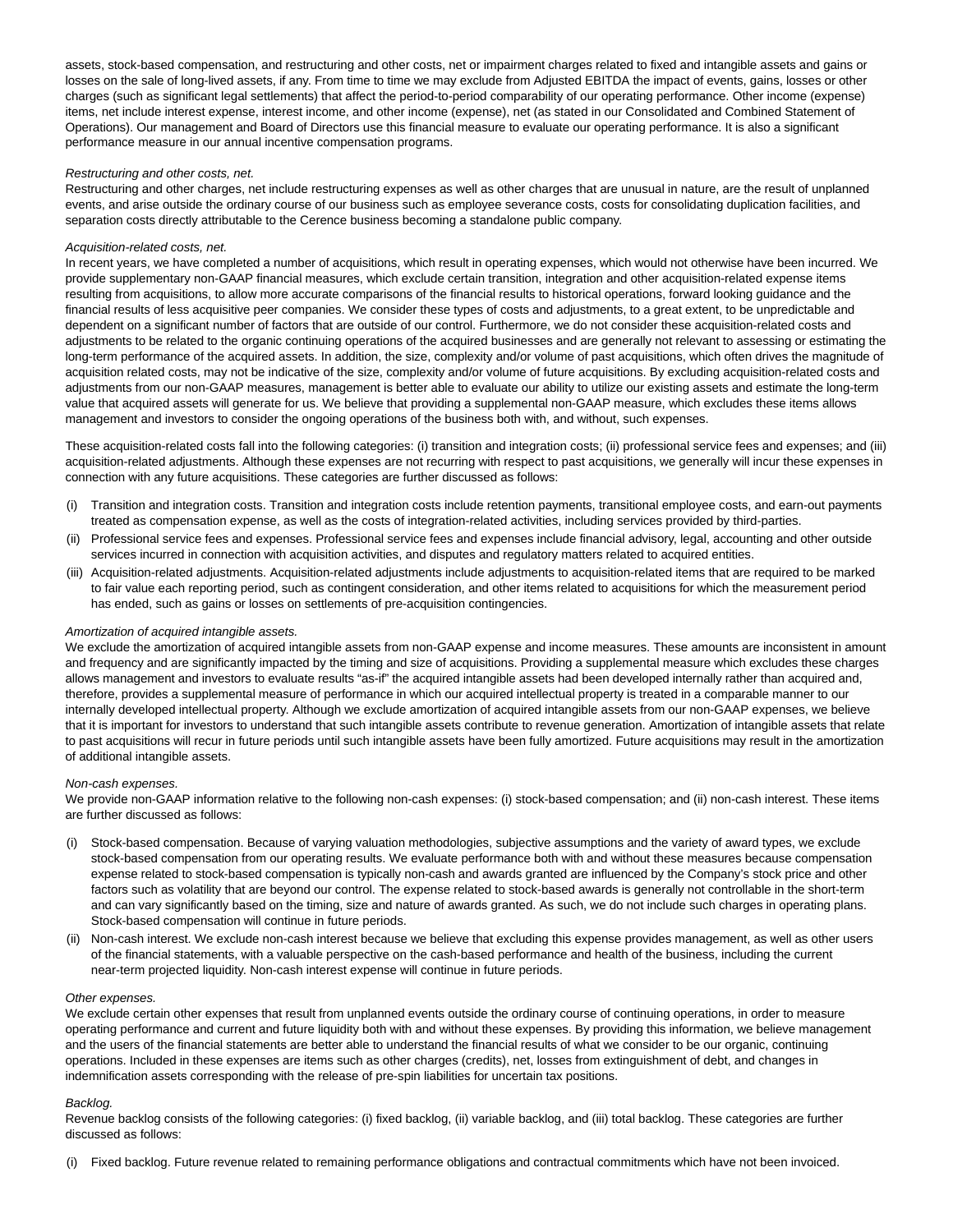assets, stock-based compensation, and restructuring and other costs, net or impairment charges related to fixed and intangible assets and gains or losses on the sale of long-lived assets, if any. From time to time we may exclude from Adjusted EBITDA the impact of events, gains, losses or other charges (such as significant legal settlements) that affect the period-to-period comparability of our operating performance. Other income (expense) items, net include interest expense, interest income, and other income (expense), net (as stated in our Consolidated and Combined Statement of Operations). Our management and Board of Directors use this financial measure to evaluate our operating performance. It is also a significant performance measure in our annual incentive compensation programs.

*Restructuring and other costs, net.*

Restructuring and other charges, net include restructuring expenses as well as other charges that are unusual in nature, are the result of unplanned events, and arise outside the ordinary course of our business such as employee severance costs, costs for consolidating duplication facilities, and separation costs directly attributable to the Cerence business becoming a standalone public company.

*Acquisition-related costs, net.*

In recent years, we have completed a number of acquisitions, which result in operating expenses, which would not otherwise have been incurred. We provide supplementary non-GAAP financial measures, which exclude certain transition, integration and other acquisition-related expense items resulting from acquisitions, to allow more accurate comparisons of the financial results to historical operations, forward looking guidance and the financial results of less acquisitive peer companies. We consider these types of costs and adjustments, to a great extent, to be unpredictable and dependent on a significant number of factors that are outside of our control. Furthermore, we do not consider these acquisition-related costs and adjustments to be related to the organic continuing operations of the acquired businesses and are generally not relevant to assessing or estimating the long-term performance of the acquired assets. In addition, the size, complexity and/or volume of past acquisitions, which often drives the magnitude of acquisition related costs, may not be indicative of the size, complexity and/or volume of future acquisitions. By excluding acquisition-related costs and adjustments from our non-GAAP measures, management is better able to evaluate our ability to utilize our existing assets and estimate the long-term value that acquired assets will generate for us. We believe that providing a supplemental non-GAAP measure, which excludes these items allows management and investors to consider the ongoing operations of the business both with, and without, such expenses.

These acquisition-related costs fall into the following categories: (i) transition and integration costs; (ii) professional service fees and expenses; and (iii) acquisition-related adjustments. Although these expenses are not recurring with respect to past acquisitions, we generally will incur these expenses in connection with any future acquisitions. These categories are further discussed as follows:

(i) Transition and integration costs. Transition and integration costs include retention payments, transitional employee costs, and earn-out payments treated as compensation expense, as well as the costs of integration-related activities, including services provided by third-parties.

(ii) Professional service fees and expenses. Professional service fees and expenses include financial advisory, legal, accounting and other outside services incurred in connection with acquisition activities, and disputes and regulatory matters related to acquired entities.

(iii) Acquisition-related adjustments. Acquisition-related adjustments include adjustments to acquisition-related items that are required to be marked to fair value each reporting period, such as contingent consideration, and other items related to acquisitions for which the measurement period has ended, such as gains or losses on settlements of pre-acquisition contingencies.

*Amortization of acquired intangible assets.*

We exclude the amortization of acquired intangible assets from non-GAAP expense and income measures. These amounts are inconsistent in amount and frequency and are significantly impacted by the timing and size of acquisitions. Providing a supplemental measure which excludes these charges allows management and investors to evaluate results "as-if" the acquired intangible assets had been developed internally rather than acquired and, therefore, provides a supplemental measure of performance in which our acquired intellectual property is treated in a comparable manner to our internally developed intellectual property. Although we exclude amortization of acquired intangible assets from our non-GAAP expenses, we believe that it is important for investors to understand that such intangible assets contribute to revenue generation. Amortization of intangible assets that relate to past acquisitions will recur in future periods until such intangible assets have been fully amortized. Future acquisitions may result in the amortization of additional intangible assets.

*Non-cash expenses.*

We provide non-GAAP information relative to the following non-cash expenses: (i) stock-based compensation; and (ii) non-cash interest. These items are further discussed as follows:

(i) Stock-based compensation. Because of varying valuation methodologies, subjective assumptions and the variety of award types, we exclude stock-based compensation from our operating results. We evaluate performance both with and without these measures because compensation expense related to stock-based compensation is typically non-cash and awards granted are influenced by the Company's stock price and other factors such as volatility that are beyond our control. The expense related to stock-based awards is generally not controllable in the short-term and can vary significantly based on the timing, size and nature of awards granted. As such, we do not include such charges in operating plans. Stock-based compensation will continue in future periods.

(ii) Non-cash interest. We exclude non-cash interest because we believe that excluding this expense provides management, as well as other users of the financial statements, with a valuable perspective on the cash-based performance and health of the business, including the current near-term projected liquidity. Non-cash interest expense will continue in future periods.

*Other expenses.*

We exclude certain other expenses that result from unplanned events outside the ordinary course of continuing operations, in order to measure operating performance and current and future liquidity both with and without these expenses. By providing this information, we believe management and the users of the financial statements are better able to understand the financial results of what we consider to be our organic, continuing operations. Included in these expenses are items such as other charges (credits), net, losses from extinguishment of debt, and changes in indemnification assets corresponding with the release of pre-spin liabilities for uncertain tax positions.

*Backlog.*

Revenue backlog consists of the following categories: (i) fixed backlog, (ii) variable backlog, and (iii) total backlog. These categories are further discussed as follows:

(i) Fixed backlog. Future revenue related to remaining performance obligations and contractual commitments which have not been invoiced.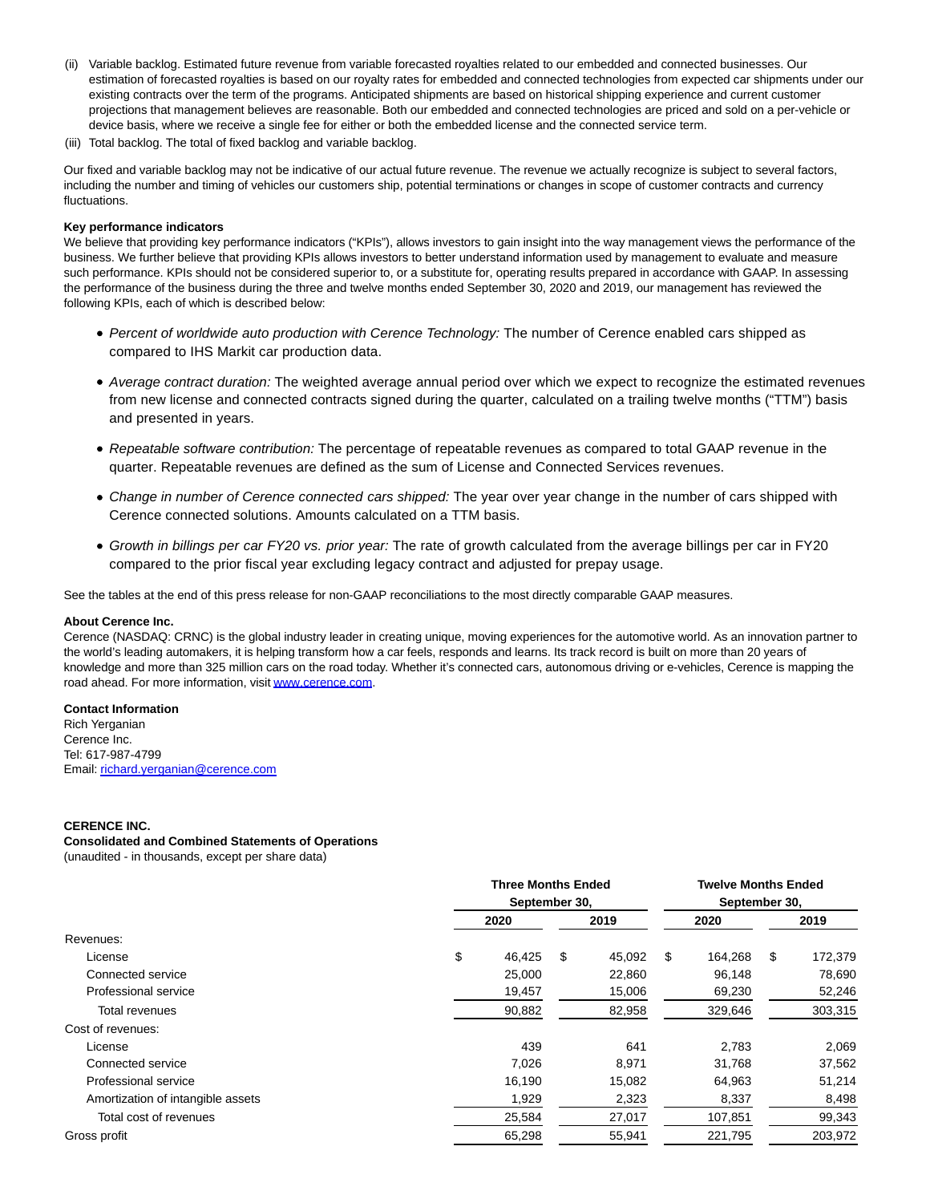(ii) Variable backlog. Estimated future revenue from variable forecasted royalties related to our embedded and connected businesses. Our estimation of forecasted royalties is based on our royalty rates for embedded and connected technologies from expected car shipments under our existing contracts over the term of the programs. Anticipated shipments are based on historical shipping experience and current customer projections that management believes are reasonable. Both our embedded and connected technologies are priced and sold on a per-vehicle or device basis, where we receive a single fee for either or both the embedded license and the connected service term.

(iii) Total backlog. The total of fixed backlog and variable backlog.

Our fixed and variable backlog may not be indicative of our actual future revenue. The revenue we actually recognize is subject to several factors, including the number and timing of vehicles our customers ship, potential terminations or changes in scope of customer contracts and currency fluctuations.

**Key performance indicators**

We believe that providing key performance indicators ("KPIs"), allows investors to gain insight into the way management views the performance of the business. We further believe that providing KPIs allows investors to better understand information used by management to evaluate and measure such performance. KPIs should not be considered superior to, or a substitute for, operating results prepared in accordance with GAAP. In assessing the performance of the business during the three and twelve months ended September 30, 2020 and 2019, our management has reviewed the following KPIs, each of which is described below:

- *Percent of worldwide auto production with Cerence Technology:* The number of Cerence enabled cars shipped as compared to IHS Markit car production data.
- *Average contract duration:* The weighted average annual period over which we expect to recognize the estimated revenues from new license and connected contracts signed during the quarter, calculated on a trailing twelve months ("TTM") basis and presented in years.
- *Repeatable software contribution:* The percentage of repeatable revenues as compared to total GAAP revenue in the quarter. Repeatable revenues are defined as the sum of License and Connected Services revenues.
- *Change in number of Cerence connected cars shipped:* The year over year change in the number of cars shipped with Cerence connected solutions. Amounts calculated on a TTM basis.
- *Growth in billings per car FY20 vs. prior year:* The rate of growth calculated from the average billings per car in FY20 compared to the prior fiscal year excluding legacy contract and adjusted for prepay usage.

See the tables at the end of this press release for non-GAAP reconciliations to the most directly comparable GAAP measures.

**About Cerence Inc.**

Cerence (NASDAQ: CRNC) is the global industry leader in creating unique, moving experiences for the automotive world. As an innovation partner to the world's leading automakers, it is helping transform how a car feels, responds and learns. Its track record is built on more than 20 years of knowledge and more than 325 million cars on the road today. Whether it's connected cars, autonomous driving or e-vehicles, Cerence is mapping the road ahead. For more information, visit www.cerence.com.

**Contact Information**

Rich Yerganian
Cerence Inc.
Tel: 617-987-4799
Email: richard.yerganian@cerence.com

**CERENCE INC.**
**Consolidated and Combined Statements of Operations**
(unaudited - in thousands, except per share data)

| | Three Months Ended September 30, | | Twelve Months Ended September 30, | |
|---|---|---|---|---|
| | 2020 | 2019 | 2020 | 2019 |
| Revenues: | | | | |
| License | $ 46,425 | $ 45,092 | $ 164,268 | $ 172,379 |
| Connected service | 25,000 | 22,860 | 96,148 | 78,690 |
| Professional service | 19,457 | 15,006 | 69,230 | 52,246 |
| Total revenues | 90,882 | 82,958 | 329,646 | 303,315 |
| Cost of revenues: | | | | |
| License | 439 | 641 | 2,783 | 2,069 |
| Connected service | 7,026 | 8,971 | 31,768 | 37,562 |
| Professional service | 16,190 | 15,082 | 64,963 | 51,214 |
| Amortization of intangible assets | 1,929 | 2,323 | 8,337 | 8,498 |
| Total cost of revenues | 25,584 | 27,017 | 107,851 | 99,343 |
| Gross profit | 65,298 | 55,941 | 221,795 | 203,972 |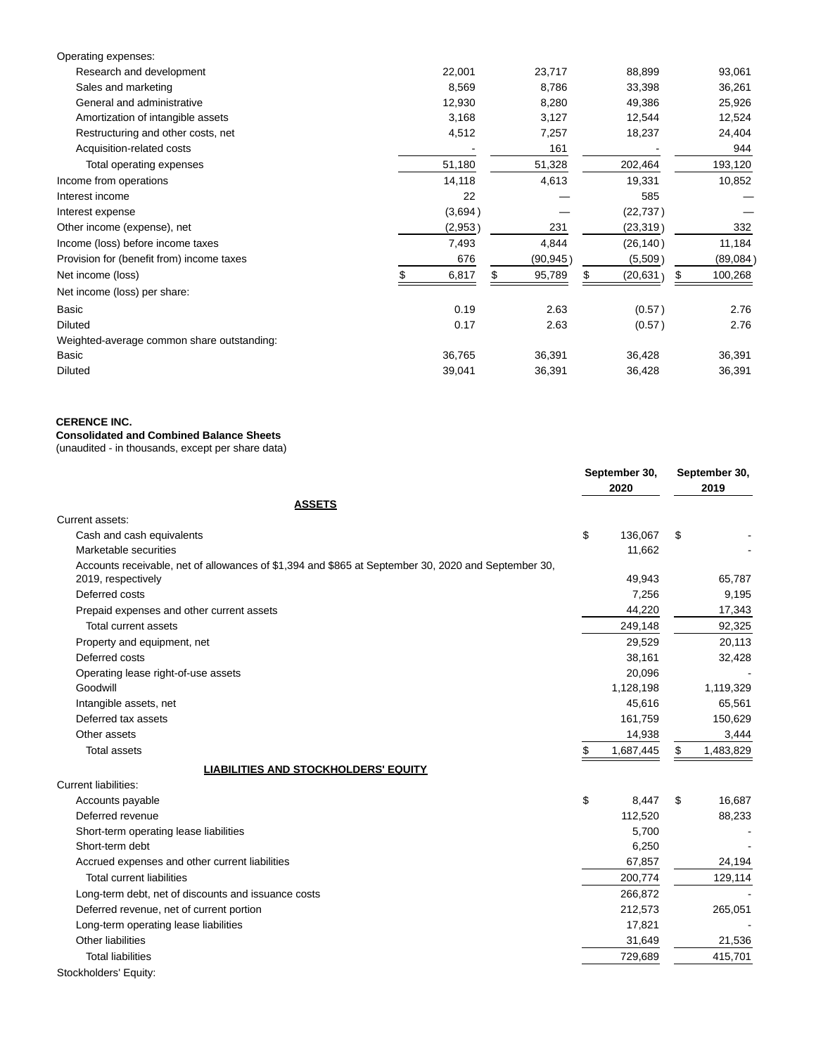| | | | | |
|---|---|---|---|---|
| Operating expenses: | | | | |
| Research and development | 22,001 | 23,717 | 88,899 | 93,061 |
| Sales and marketing | 8,569 | 8,786 | 33,398 | 36,261 |
| General and administrative | 12,930 | 8,280 | 49,386 | 25,926 |
| Amortization of intangible assets | 3,168 | 3,127 | 12,544 | 12,524 |
| Restructuring and other costs, net | 4,512 | 7,257 | 18,237 | 24,404 |
| Acquisition-related costs | - | 161 | - | 944 |
| Total operating expenses | 51,180 | 51,328 | 202,464 | 193,120 |
| Income from operations | 14,118 | 4,613 | 19,331 | 10,852 |
| Interest income | 22 | — | 585 | — |
| Interest expense | (3,694) | — | (22,737) | — |
| Other income (expense), net | (2,953) | 231 | (23,319) | 332 |
| Income (loss) before income taxes | 7,493 | 4,844 | (26,140) | 11,184 |
| Provision for (benefit from) income taxes | 676 | (90,945) | (5,509) | (89,084) |
| Net income (loss) | $ 6,817 | $ 95,789 | $ (20,631) | $ 100,268 |
| Net income (loss) per share: | | | | |
| Basic | 0.19 | 2.63 | (0.57) | 2.76 |
| Diluted | 0.17 | 2.63 | (0.57) | 2.76 |
| Weighted-average common share outstanding: | | | | |
| Basic | 36,765 | 36,391 | 36,428 | 36,391 |
| Diluted | 39,041 | 36,391 | 36,428 | 36,391 |

**CERENCE INC.**
**Consolidated and Combined Balance Sheets**
(unaudited - in thousands, except per share data)

| | September 30, 2020 | September 30, 2019 |
|---|---|---|
| **ASSETS** | | |
| Current assets: | | |
| Cash and cash equivalents | $ 136,067 | $ - |
| Marketable securities | 11,662 | - |
| Accounts receivable, net of allowances of $1,394 and $865 at September 30, 2020 and September 30, 2019, respectively | 49,943 | 65,787 |
| Deferred costs | 7,256 | 9,195 |
| Prepaid expenses and other current assets | 44,220 | 17,343 |
| Total current assets | 249,148 | 92,325 |
| Property and equipment, net | 29,529 | 20,113 |
| Deferred costs | 38,161 | 32,428 |
| Operating lease right-of-use assets | 20,096 | - |
| Goodwill | 1,128,198 | 1,119,329 |
| Intangible assets, net | 45,616 | 65,561 |
| Deferred tax assets | 161,759 | 150,629 |
| Other assets | 14,938 | 3,444 |
| Total assets | $ 1,687,445 | $ 1,483,829 |
| **LIABILITIES AND STOCKHOLDERS' EQUITY** | | |
| Current liabilities: | | |
| Accounts payable | $ 8,447 | $ 16,687 |
| Deferred revenue | 112,520 | 88,233 |
| Short-term operating lease liabilities | 5,700 | - |
| Short-term debt | 6,250 | - |
| Accrued expenses and other current liabilities | 67,857 | 24,194 |
| Total current liabilities | 200,774 | 129,114 |
| Long-term debt, net of discounts and issuance costs | 266,872 | - |
| Deferred revenue, net of current portion | 212,573 | 265,051 |
| Long-term operating lease liabilities | 17,821 | - |
| Other liabilities | 31,649 | 21,536 |
| Total liabilities | 729,689 | 415,701 |
| Stockholders' Equity: | | |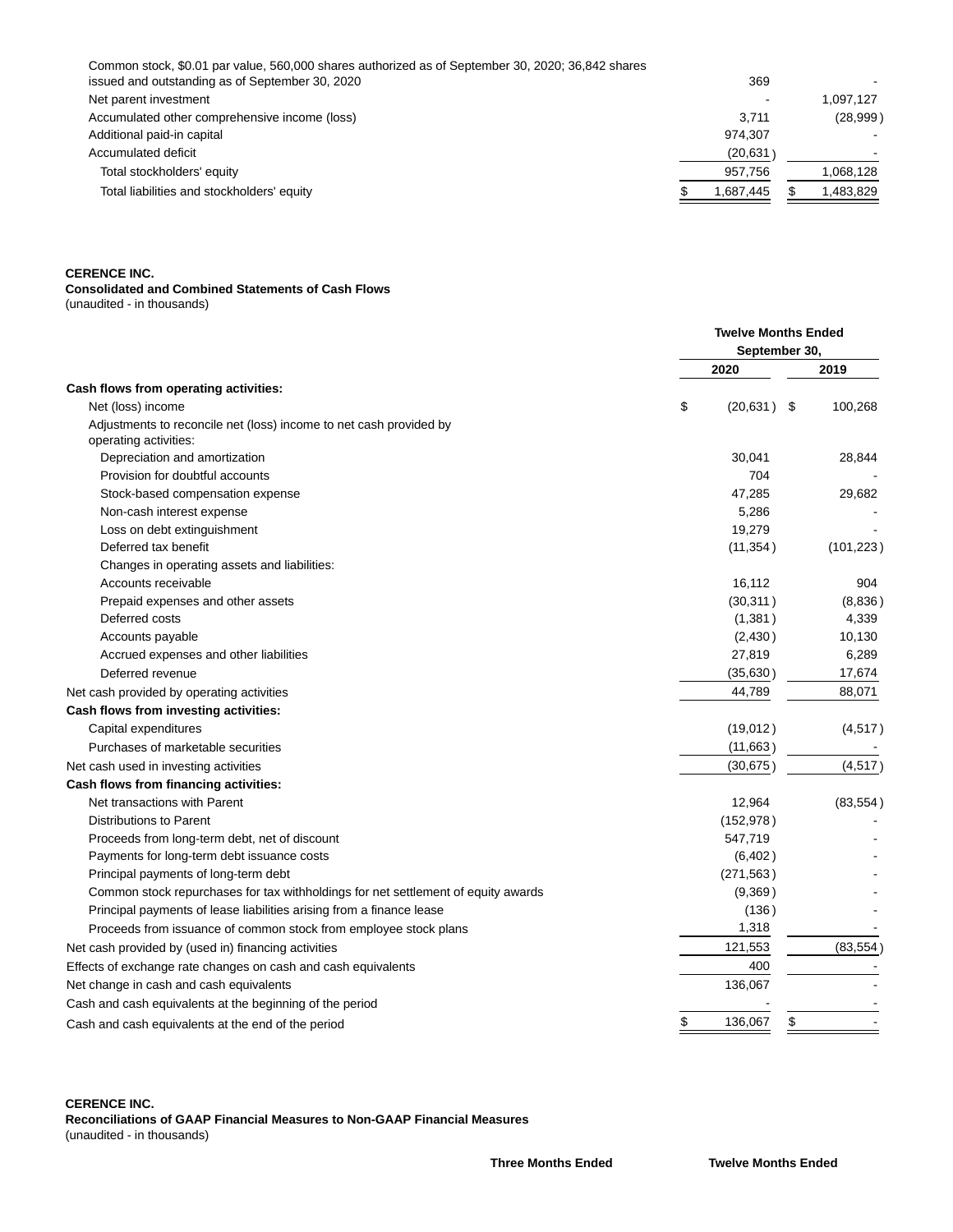| | | |
|---|---|---|
| Common stock, $0.01 par value, 560,000 shares authorized as of September 30, 2020; 36,842 shares issued and outstanding as of September 30, 2020 | 369 | - |
| Net parent investment | - | 1,097,127 |
| Accumulated other comprehensive income (loss) | 3,711 | (28,999) |
| Additional paid-in capital | 974,307 | - |
| Accumulated deficit | (20,631) | - |
| Total stockholders' equity | 957,756 | 1,068,128 |
| Total liabilities and stockholders' equity | $ 1,687,445 | $ 1,483,829 |

**CERENCE INC.**
**Consolidated and Combined Statements of Cash Flows**
(unaudited - in thousands)

| | Twelve Months Ended September 30, | |
|---|---|---|
| | 2020 | 2019 |
| **Cash flows from operating activities:** | | |
| Net (loss) income | $ (20,631) | $ 100,268 |
| Adjustments to reconcile net (loss) income to net cash provided by operating activities: | | |
| Depreciation and amortization | 30,041 | 28,844 |
| Provision for doubtful accounts | 704 | - |
| Stock-based compensation expense | 47,285 | 29,682 |
| Non-cash interest expense | 5,286 | - |
| Loss on debt extinguishment | 19,279 | - |
| Deferred tax benefit | (11,354) | (101,223) |
| Changes in operating assets and liabilities: | | |
| Accounts receivable | 16,112 | 904 |
| Prepaid expenses and other assets | (30,311) | (8,836) |
| Deferred costs | (1,381) | 4,339 |
| Accounts payable | (2,430) | 10,130 |
| Accrued expenses and other liabilities | 27,819 | 6,289 |
| Deferred revenue | (35,630) | 17,674 |
| Net cash provided by operating activities | 44,789 | 88,071 |
| **Cash flows from investing activities:** | | |
| Capital expenditures | (19,012) | (4,517) |
| Purchases of marketable securities | (11,663) | - |
| Net cash used in investing activities | (30,675) | (4,517) |
| **Cash flows from financing activities:** | | |
| Net transactions with Parent | 12,964 | (83,554) |
| Distributions to Parent | (152,978) | - |
| Proceeds from long-term debt, net of discount | 547,719 | - |
| Payments for long-term debt issuance costs | (6,402) | - |
| Principal payments of long-term debt | (271,563) | - |
| Common stock repurchases for tax withholdings for net settlement of equity awards | (9,369) | - |
| Principal payments of lease liabilities arising from a finance lease | (136) | - |
| Proceeds from issuance of common stock from employee stock plans | 1,318 | - |
| Net cash provided by (used in) financing activities | 121,553 | (83,554) |
| Effects of exchange rate changes on cash and cash equivalents | 400 | - |
| Net change in cash and cash equivalents | 136,067 | - |
| Cash and cash equivalents at the beginning of the period | - | - |
| Cash and cash equivalents at the end of the period | $ 136,067 | $ - |

**CERENCE INC.**
**Reconciliations of GAAP Financial Measures to Non-GAAP Financial Measures**
(unaudited - in thousands)

| | Three Months Ended | Twelve Months Ended |
|---|---|---|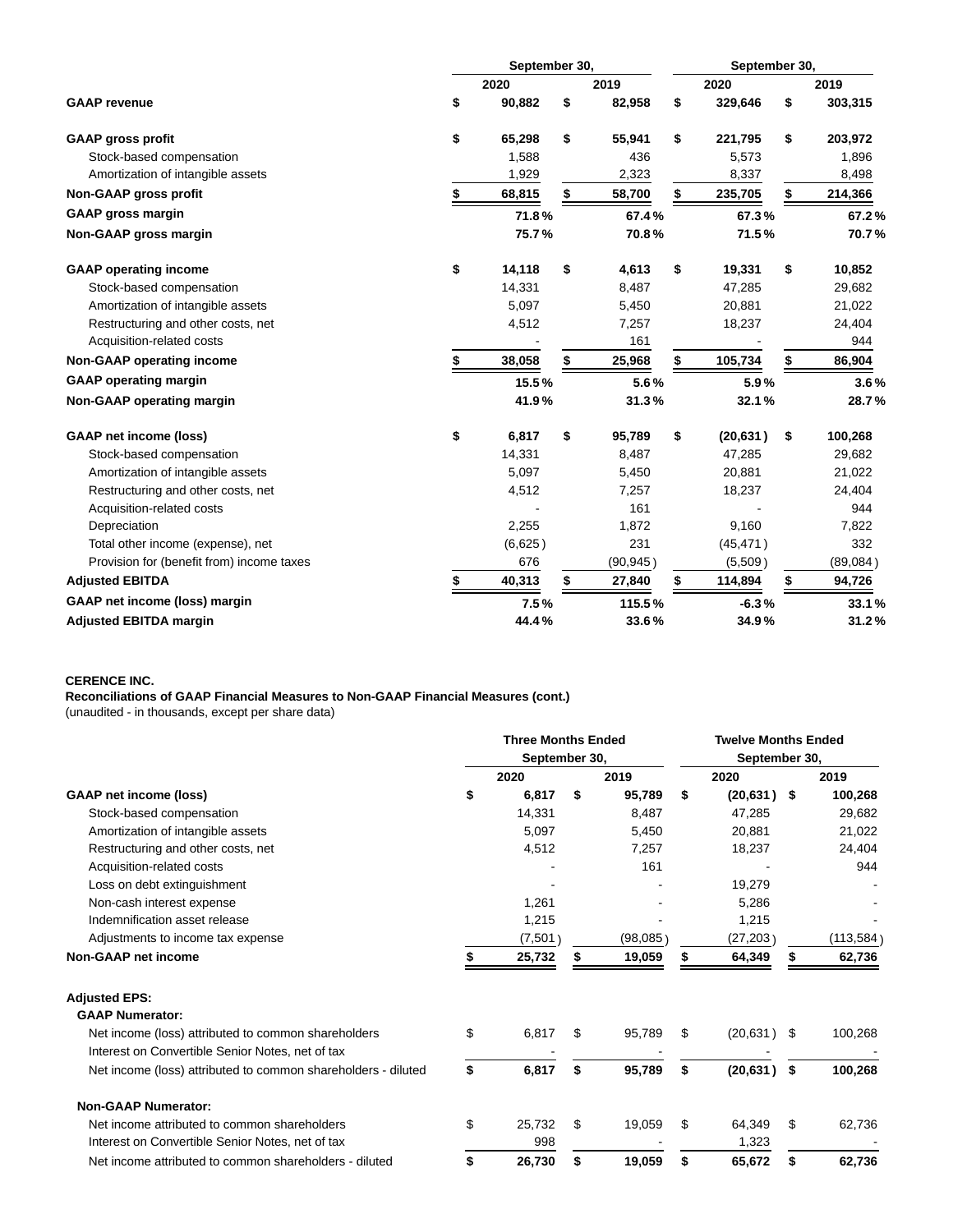| | September 30, | | September 30, | |
|---|---|---|---|---|
| | 2020 | 2019 | 2020 | 2019 |
| **GAAP revenue** | $ 90,882 | $ 82,958 | $ 329,646 | $ 303,315 |
| **GAAP gross profit** | $ 65,298 | $ 55,941 | $ 221,795 | $ 203,972 |
| Stock-based compensation | 1,588 | 436 | 5,573 | 1,896 |
| Amortization of intangible assets | 1,929 | 2,323 | 8,337 | 8,498 |
| **Non-GAAP gross profit** | **$ 68,815** | **$ 58,700** | **$ 235,705** | **$ 214,366** |
| **GAAP gross margin** | **71.8%** | **67.4%** | **67.3%** | **67.2%** |
| **Non-GAAP gross margin** | **75.7%** | **70.8%** | **71.5%** | **70.7%** |
| **GAAP operating income** | $ 14,118 | $ 4,613 | $ 19,331 | $ 10,852 |
| Stock-based compensation | 14,331 | 8,487 | 47,285 | 29,682 |
| Amortization of intangible assets | 5,097 | 5,450 | 20,881 | 21,022 |
| Restructuring and other costs, net | 4,512 | 7,257 | 18,237 | 24,404 |
| Acquisition-related costs | - | 161 | - | 944 |
| **Non-GAAP operating income** | **$ 38,058** | **$ 25,968** | **$ 105,734** | **$ 86,904** |
| **GAAP operating margin** | **15.5%** | **5.6%** | **5.9%** | **3.6%** |
| **Non-GAAP operating margin** | **41.9%** | **31.3%** | **32.1%** | **28.7%** |
| **GAAP net income (loss)** | $ 6,817 | $ 95,789 | $ (20,631) | $ 100,268 |
| Stock-based compensation | 14,331 | 8,487 | 47,285 | 29,682 |
| Amortization of intangible assets | 5,097 | 5,450 | 20,881 | 21,022 |
| Restructuring and other costs, net | 4,512 | 7,257 | 18,237 | 24,404 |
| Acquisition-related costs | - | 161 | - | 944 |
| Depreciation | 2,255 | 1,872 | 9,160 | 7,822 |
| Total other income (expense), net | (6,625) | 231 | (45,471) | 332 |
| Provision for (benefit from) income taxes | 676 | (90,945) | (5,509) | (89,084) |
| **Adjusted EBITDA** | **$ 40,313** | **$ 27,840** | **$ 114,894** | **$ 94,726** |
| **GAAP net income (loss) margin** | **7.5%** | **115.5%** | **-6.3%** | **33.1%** |
| **Adjusted EBITDA margin** | **44.4%** | **33.6%** | **34.9%** | **31.2%** |

**CERENCE INC.**
**Reconciliations of GAAP Financial Measures to Non-GAAP Financial Measures (cont.)**
(unaudited - in thousands, except per share data)

| | Three Months Ended September 30, | | Twelve Months Ended September 30, | |
|---|---|---|---|---|
| | 2020 | 2019 | 2020 | 2019 |
| **GAAP net income (loss)** | **$ 6,817** | **$ 95,789** | **$ (20,631)** | **$ 100,268** |
| Stock-based compensation | 14,331 | 8,487 | 47,285 | 29,682 |
| Amortization of intangible assets | 5,097 | 5,450 | 20,881 | 21,022 |
| Restructuring and other costs, net | 4,512 | 7,257 | 18,237 | 24,404 |
| Acquisition-related costs | - | 161 | - | 944 |
| Loss on debt extinguishment | - | - | 19,279 | - |
| Non-cash interest expense | 1,261 | - | 5,286 | - |
| Indemnification asset release | 1,215 | - | 1,215 | - |
| Adjustments to income tax expense | (7,501) | (98,085) | (27,203) | (113,584) |
| **Non-GAAP net income** | **$ 25,732** | **$ 19,059** | **$ 64,349** | **$ 62,736** |
| **Adjusted EPS:** | | | | |
| **GAAP Numerator:** | | | | |
| Net income (loss) attributed to common shareholders | $ 6,817 | $ 95,789 | $ (20,631) | $ 100,268 |
| Interest on Convertible Senior Notes, net of tax | - | - | - | - |
| Net income (loss) attributed to common shareholders - diluted | **$ 6,817** | **$ 95,789** | **$ (20,631)** | **$ 100,268** |
| **Non-GAAP Numerator:** | | | | |
| Net income attributed to common shareholders | $ 25,732 | $ 19,059 | $ 64,349 | $ 62,736 |
| Interest on Convertible Senior Notes, net of tax | 998 | - | 1,323 | - |
| Net income attributed to common shareholders - diluted | **$ 26,730** | **$ 19,059** | **$ 65,672** | **$ 62,736** |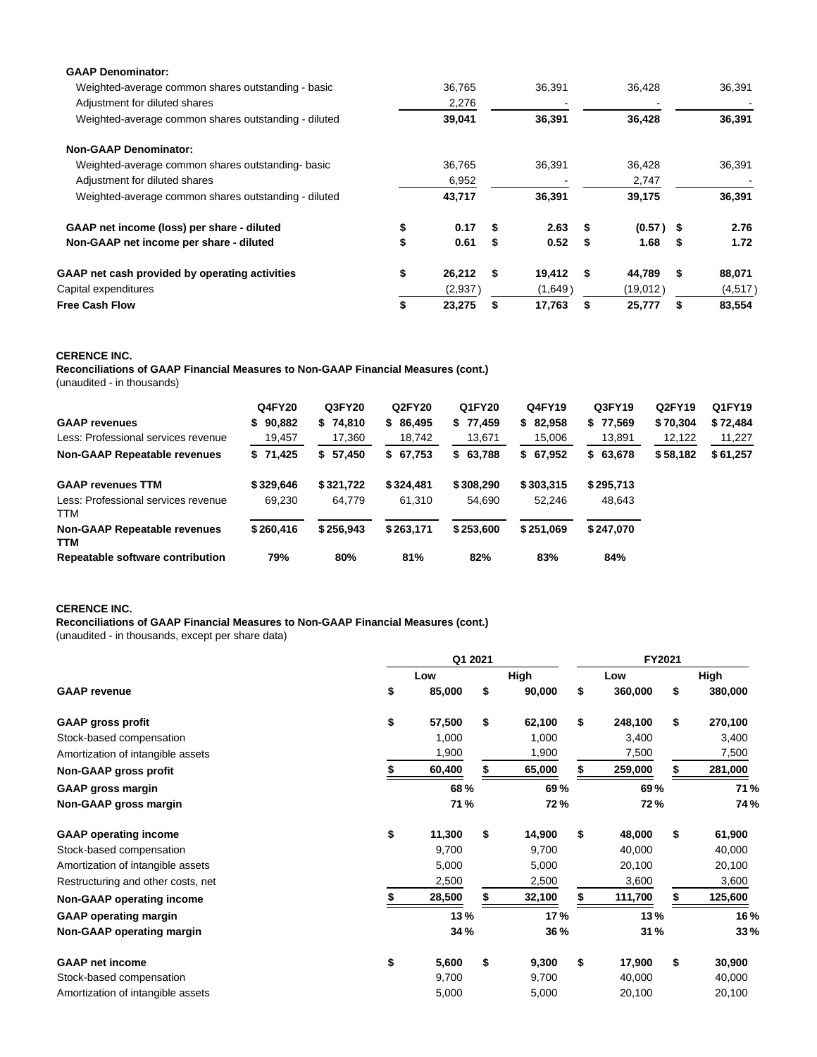| | | | | |
|---|---|---|---|---|
| **GAAP Denominator:** | | | | |
| Weighted-average common shares outstanding - basic | 36,765 | 36,391 | 36,428 | 36,391 |
| Adjustment for diluted shares | 2,276 | - | - | - |
| Weighted-average common shares outstanding - diluted | **39,041** | **36,391** | **36,428** | **36,391** |
| **Non-GAAP Denominator:** | | | | |
| Weighted-average common shares outstanding- basic | 36,765 | 36,391 | 36,428 | 36,391 |
| Adjustment for diluted shares | 6,952 | - | 2,747 | - |
| Weighted-average common shares outstanding - diluted | **43,717** | **36,391** | **39,175** | **36,391** |
| **GAAP net income (loss) per share - diluted** | **$ 0.17** | **$ 2.63** | **$ (0.57)** | **$ 2.76** |
| **Non-GAAP net income per share - diluted** | **$ 0.61** | **$ 0.52** | **$ 1.68** | **$ 1.72** |
| **GAAP net cash provided by operating activities** | **$ 26,212** | **$ 19,412** | **$ 44,789** | **$ 88,071** |
| Capital expenditures | (2,937) | (1,649) | (19,012) | (4,517) |
| **Free Cash Flow** | **$ 23,275** | **$ 17,763** | **$ 25,777** | **$ 83,554** |

**CERENCE INC.**

**Reconciliations of GAAP Financial Measures to Non-GAAP Financial Measures (cont.)**

(unaudited - in thousands)

| | Q4FY20 | Q3FY20 | Q2FY20 | Q1FY20 | Q4FY19 | Q3FY19 | Q2FY19 | Q1FY19 |
|---|---|---|---|---|---|---|---|---|
| **GAAP revenues** | **$ 90,882** | **$ 74,810** | **$ 86,495** | **$ 77,459** | **$ 82,958** | **$ 77,569** | **$ 70,304** | **$ 72,484** |
| Less: Professional services revenue | 19,457 | 17,360 | 18,742 | 13,671 | 15,006 | 13,891 | 12,122 | 11,227 |
| **Non-GAAP Repeatable revenues** | **$ 71,425** | **$ 57,450** | **$ 67,753** | **$ 63,788** | **$ 67,952** | **$ 63,678** | **$ 58,182** | **$ 61,257** |
| **GAAP revenues TTM** | **$ 329,646** | **$ 321,722** | **$ 324,481** | **$ 308,290** | **$ 303,315** | **$ 295,713** | | |
| Less: Professional services revenue TTM | 69,230 | 64,779 | 61,310 | 54,690 | 52,246 | 48,643 | | |
| **Non-GAAP Repeatable revenues TTM** | **$ 260,416** | **$ 256,943** | **$ 263,171** | **$ 253,600** | **$ 251,069** | **$ 247,070** | | |
| **Repeatable software contribution** | **79%** | **80%** | **81%** | **82%** | **83%** | **84%** | | |

**CERENCE INC.**

**Reconciliations of GAAP Financial Measures to Non-GAAP Financial Measures (cont.)**

(unaudited - in thousands, except per share data)

| | Q1 2021 | | FY2021 | |
|---|---|---|---|---|
| | Low | High | Low | High |
| **GAAP revenue** | $ 85,000 | $ 90,000 | $ 360,000 | $ 380,000 |
| **GAAP gross profit** | $ 57,500 | $ 62,100 | $ 248,100 | $ 270,100 |
| Stock-based compensation | 1,000 | 1,000 | 3,400 | 3,400 |
| Amortization of intangible assets | 1,900 | 1,900 | 7,500 | 7,500 |
| **Non-GAAP gross profit** | $ 60,400 | $ 65,000 | $ 259,000 | $ 281,000 |
| **GAAP gross margin** | 68% | 69% | 69% | 71% |
| **Non-GAAP gross margin** | 71% | 72% | 72% | 74% |
| **GAAP operating income** | $ 11,300 | $ 14,900 | $ 48,000 | $ 61,900 |
| Stock-based compensation | 9,700 | 9,700 | 40,000 | 40,000 |
| Amortization of intangible assets | 5,000 | 5,000 | 20,100 | 20,100 |
| Restructuring and other costs, net | 2,500 | 2,500 | 3,600 | 3,600 |
| **Non-GAAP operating income** | $ 28,500 | $ 32,100 | $ 111,700 | $ 125,600 |
| **GAAP operating margin** | 13% | 17% | 13% | 16% |
| **Non-GAAP operating margin** | 34% | 36% | 31% | 33% |
| **GAAP net income** | $ 5,600 | $ 9,300 | $ 17,900 | $ 30,900 |
| Stock-based compensation | 9,700 | 9,700 | 40,000 | 40,000 |
| Amortization of intangible assets | 5,000 | 5,000 | 20,100 | 20,100 |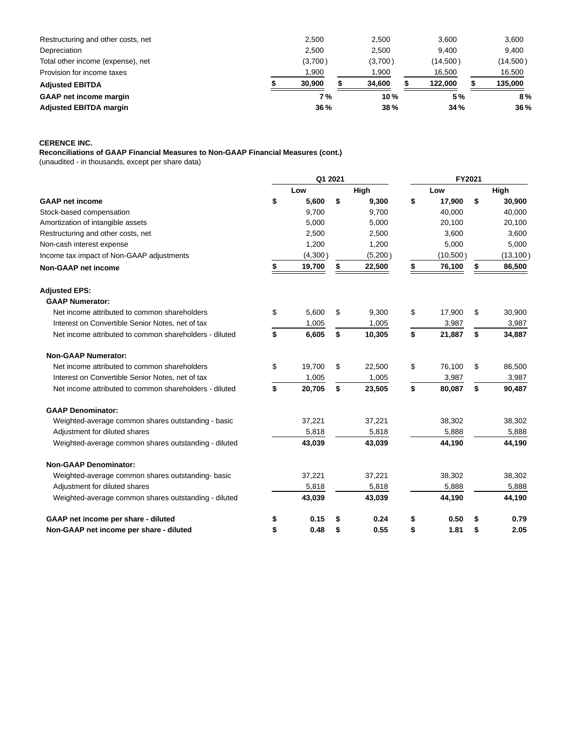| | Q1 2021 Low | Q1 2021 High | FY2021 Low | FY2021 High |
|---|---|---|---|---|
| Restructuring and other costs, net | 2,500 | 2,500 | 3,600 | 3,600 |
| Depreciation | 2,500 | 2,500 | 9,400 | 9,400 |
| Total other income (expense), net | (3,700) | (3,700) | (14,500) | (14,500) |
| Provision for income taxes | 1,900 | 1,900 | 16,500 | 16,500 |
| **Adjusted EBITDA** | **$ 30,900** | **$ 34,600** | **$ 122,000** | **$ 135,000** |
| **GAAP net income margin** | **7 %** | **10 %** | **5 %** | **8 %** |
| **Adjusted EBITDA margin** | **36 %** | **38 %** | **34 %** | **36 %** |

**CERENCE INC.**

**Reconciliations of GAAP Financial Measures to Non-GAAP Financial Measures (cont.)**

(unaudited - in thousands, except per share data)

| | Q1 2021 | | FY2021 | |
|---|---|---|---|---|
| | Low | High | Low | High |
| **GAAP net income** | **$ 5,600** | **$ 9,300** | **$ 17,900** | **$ 30,900** |
| Stock-based compensation | 9,700 | 9,700 | 40,000 | 40,000 |
| Amortization of intangible assets | 5,000 | 5,000 | 20,100 | 20,100 |
| Restructuring and other costs, net | 2,500 | 2,500 | 3,600 | 3,600 |
| Non-cash interest expense | 1,200 | 1,200 | 5,000 | 5,000 |
| Income tax impact of Non-GAAP adjustments | (4,300) | (5,200) | (10,500) | (13,100) |
| **Non-GAAP net income** | **$ 19,700** | **$ 22,500** | **$ 76,100** | **$ 86,500** |
| | | | | |
| **Adjusted EPS:** | | | | |
| **GAAP Numerator:** | | | | |
| Net income attributed to common shareholders | $ 5,600 | $ 9,300 | $ 17,900 | $ 30,900 |
| Interest on Convertible Senior Notes, net of tax | 1,005 | 1,005 | 3,987 | 3,987 |
| Net income attributed to common shareholders - diluted | **$ 6,605** | **$ 10,305** | **$ 21,887** | **$ 34,887** |
| | | | | |
| **Non-GAAP Numerator:** | | | | |
| Net income attributed to common shareholders | $ 19,700 | $ 22,500 | $ 76,100 | $ 86,500 |
| Interest on Convertible Senior Notes, net of tax | 1,005 | 1,005 | 3,987 | 3,987 |
| Net income attributed to common shareholders - diluted | **$ 20,705** | **$ 23,505** | **$ 80,087** | **$ 90,487** |
| | | | | |
| **GAAP Denominator:** | | | | |
| Weighted-average common shares outstanding - basic | 37,221 | 37,221 | 38,302 | 38,302 |
| Adjustment for diluted shares | 5,818 | 5,818 | 5,888 | 5,888 |
| Weighted-average common shares outstanding - diluted | **43,039** | **43,039** | **44,190** | **44,190** |
| | | | | |
| **Non-GAAP Denominator:** | | | | |
| Weighted-average common shares outstanding- basic | 37,221 | 37,221 | 38,302 | 38,302 |
| Adjustment for diluted shares | 5,818 | 5,818 | 5,888 | 5,888 |
| Weighted-average common shares outstanding - diluted | **43,039** | **43,039** | **44,190** | **44,190** |
| | | | | |
| **GAAP net income per share - diluted** | **$ 0.15** | **$ 0.24** | **$ 0.50** | **$ 0.79** |
| **Non-GAAP net income per share - diluted** | **$ 0.48** | **$ 0.55** | **$ 1.81** | **$ 2.05** |